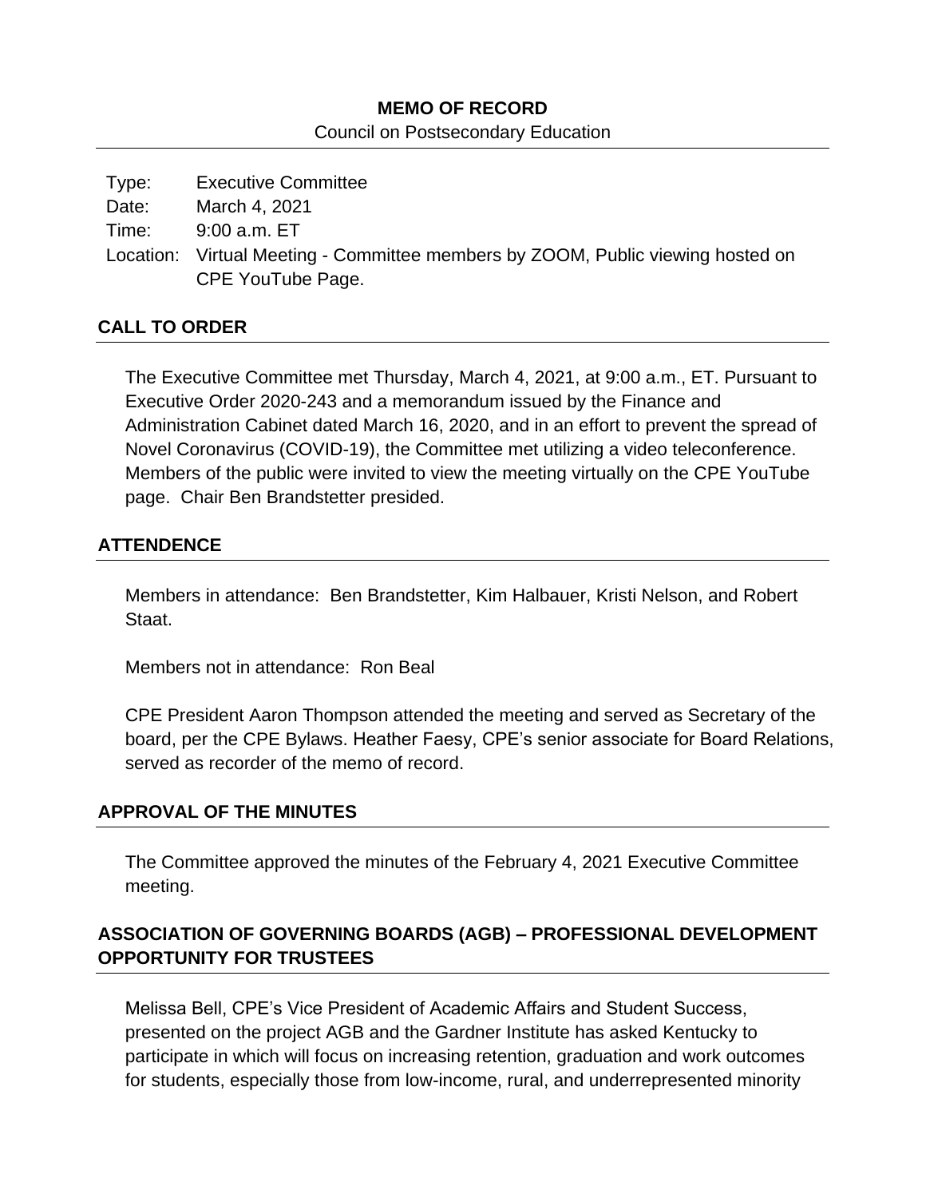# MEMO OF RECORD

Council on Postsecondary Education

Type: Executive Committee
Date: March 4, 2021
Time: 9:00 a.m. ET
Location: Virtual Meeting - Committee members by ZOOM, Public viewing hosted on CPE YouTube Page.

## CALL TO ORDER

The Executive Committee met Thursday, March 4, 2021, at 9:00 a.m., ET. Pursuant to Executive Order 2020-243 and a memorandum issued by the Finance and Administration Cabinet dated March 16, 2020, and in an effort to prevent the spread of Novel Coronavirus (COVID-19), the Committee met utilizing a video teleconference. Members of the public were invited to view the meeting virtually on the CPE YouTube page. Chair Ben Brandstetter presided.

## ATTENDENCE

Members in attendance: Ben Brandstetter, Kim Halbauer, Kristi Nelson, and Robert Staat.

Members not in attendance: Ron Beal

CPE President Aaron Thompson attended the meeting and served as Secretary of the board, per the CPE Bylaws. Heather Faesy, CPE's senior associate for Board Relations, served as recorder of the memo of record.

## APPROVAL OF THE MINUTES

The Committee approved the minutes of the February 4, 2021 Executive Committee meeting.

## ASSOCIATION OF GOVERNING BOARDS (AGB) – PROFESSIONAL DEVELOPMENT OPPORTUNITY FOR TRUSTEES

Melissa Bell, CPE's Vice President of Academic Affairs and Student Success, presented on the project AGB and the Gardner Institute has asked Kentucky to participate in which will focus on increasing retention, graduation and work outcomes for students, especially those from low-income, rural, and underrepresented minority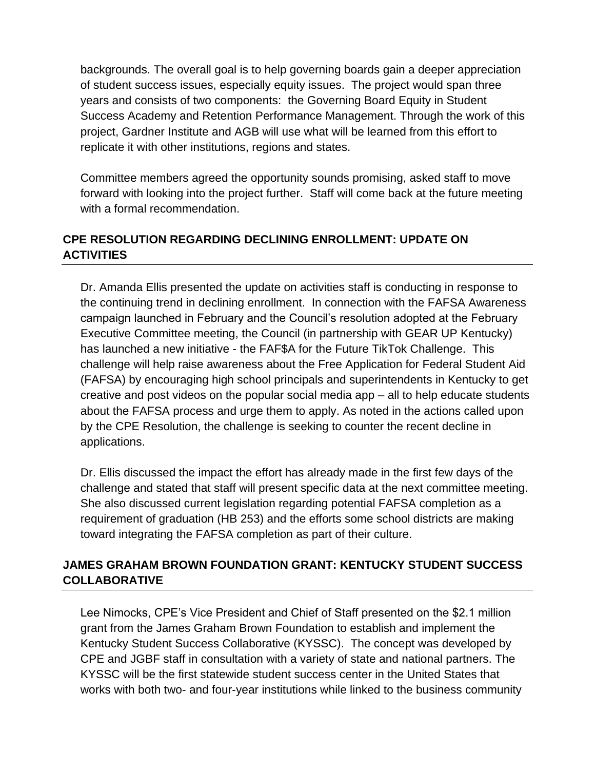backgrounds. The overall goal is to help governing boards gain a deeper appreciation of student success issues, especially equity issues. The project would span three years and consists of two components: the Governing Board Equity in Student Success Academy and Retention Performance Management. Through the work of this project, Gardner Institute and AGB will use what will be learned from this effort to replicate it with other institutions, regions and states.

Committee members agreed the opportunity sounds promising, asked staff to move forward with looking into the project further. Staff will come back at the future meeting with a formal recommendation.

## CPE RESOLUTION REGARDING DECLINING ENROLLMENT: UPDATE ON ACTIVITIES

Dr. Amanda Ellis presented the update on activities staff is conducting in response to the continuing trend in declining enrollment. In connection with the FAFSA Awareness campaign launched in February and the Council's resolution adopted at the February Executive Committee meeting, the Council (in partnership with GEAR UP Kentucky) has launched a new initiative - the FAF$A for the Future TikTok Challenge. This challenge will help raise awareness about the Free Application for Federal Student Aid (FAFSA) by encouraging high school principals and superintendents in Kentucky to get creative and post videos on the popular social media app – all to help educate students about the FAFSA process and urge them to apply. As noted in the actions called upon by the CPE Resolution, the challenge is seeking to counter the recent decline in applications.

Dr. Ellis discussed the impact the effort has already made in the first few days of the challenge and stated that staff will present specific data at the next committee meeting. She also discussed current legislation regarding potential FAFSA completion as a requirement of graduation (HB 253) and the efforts some school districts are making toward integrating the FAFSA completion as part of their culture.

## JAMES GRAHAM BROWN FOUNDATION GRANT: KENTUCKY STUDENT SUCCESS COLLABORATIVE

Lee Nimocks, CPE's Vice President and Chief of Staff presented on the $2.1 million grant from the James Graham Brown Foundation to establish and implement the Kentucky Student Success Collaborative (KYSSC). The concept was developed by CPE and JGBF staff in consultation with a variety of state and national partners. The KYSSC will be the first statewide student success center in the United States that works with both two- and four-year institutions while linked to the business community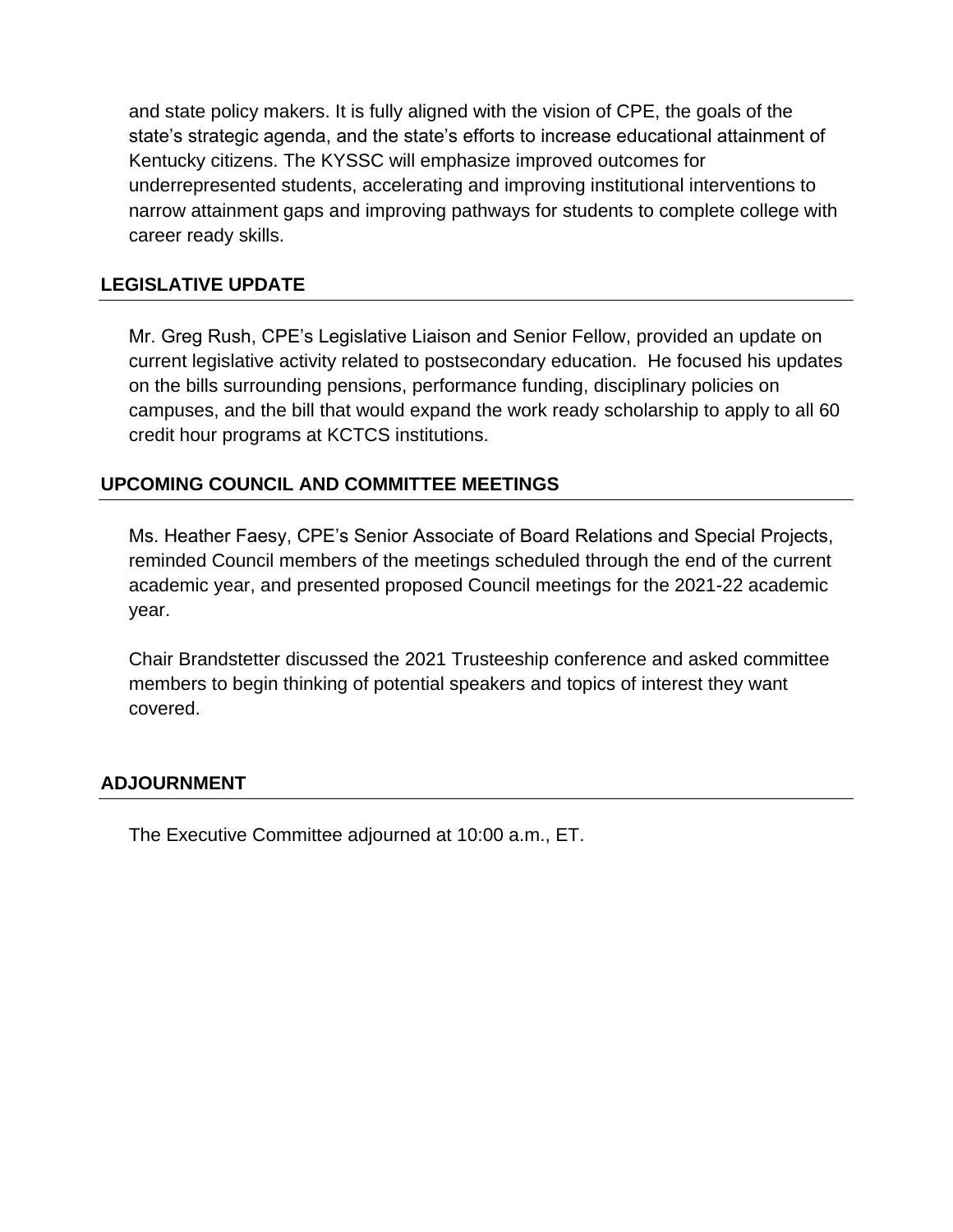and state policy makers. It is fully aligned with the vision of CPE, the goals of the state's strategic agenda, and the state's efforts to increase educational attainment of Kentucky citizens. The KYSSC will emphasize improved outcomes for underrepresented students, accelerating and improving institutional interventions to narrow attainment gaps and improving pathways for students to complete college with career ready skills.

## LEGISLATIVE UPDATE

Mr. Greg Rush, CPE's Legislative Liaison and Senior Fellow, provided an update on current legislative activity related to postsecondary education. He focused his updates on the bills surrounding pensions, performance funding, disciplinary policies on campuses, and the bill that would expand the work ready scholarship to apply to all 60 credit hour programs at KCTCS institutions.

## UPCOMING COUNCIL AND COMMITTEE MEETINGS

Ms. Heather Faesy, CPE's Senior Associate of Board Relations and Special Projects, reminded Council members of the meetings scheduled through the end of the current academic year, and presented proposed Council meetings for the 2021-22 academic year.

Chair Brandstetter discussed the 2021 Trusteeship conference and asked committee members to begin thinking of potential speakers and topics of interest they want covered.

## ADJOURNMENT

The Executive Committee adjourned at 10:00 a.m., ET.